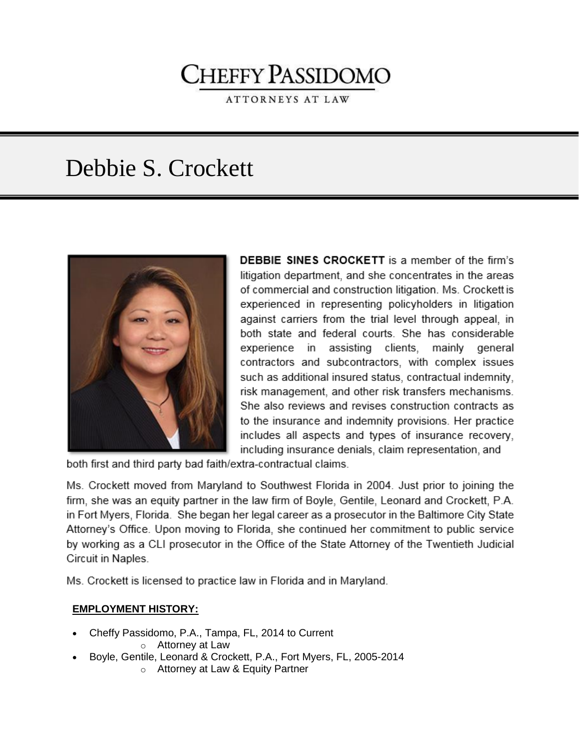# CHEFFY PASSIDOMO

ATTORNEYS AT LAW

# Debbie S. Crockett

**DEBBIE SINES CROCKETT** is a member of the firm's litigation department, and she concentrates in the areas of commercial and construction litigation. Ms. Crockett is experienced in representing policyholders in litigation against carriers from the trial level through appeal, in both state and federal courts. She has considerable experience in assisting clients, mainly general contractors and subcontractors, with complex issues such as additional insured status, contractual indemnity, risk management, and other risk transfers mechanisms. She also reviews and revises construction contracts as to the insurance and indemnity provisions. Her practice includes all aspects and types of insurance recovery, including insurance denials, claim representation, and both first and third party bad faith/extra-contractual claims.

Ms. Crockett moved from Maryland to Southwest Florida in 2004. Just prior to joining the firm, she was an equity partner in the law firm of Boyle, Gentile, Leonard and Crockett, P.A. in Fort Myers, Florida. She began her legal career as a prosecutor in the Baltimore City State Attorney's Office. Upon moving to Florida, she continued her commitment to public service by working as a CLI prosecutor in the Office of the State Attorney of the Twentieth Judicial Circuit in Naples.

Ms. Crockett is licensed to practice law in Florida and in Maryland.

**EMPLOYMENT HISTORY:**

- Cheffy Passidomo, P.A., Tampa, FL, 2014 to Current
  - Attorney at Law
- Boyle, Gentile, Leonard & Crockett, P.A., Fort Myers, FL, 2005-2014
  - Attorney at Law & Equity Partner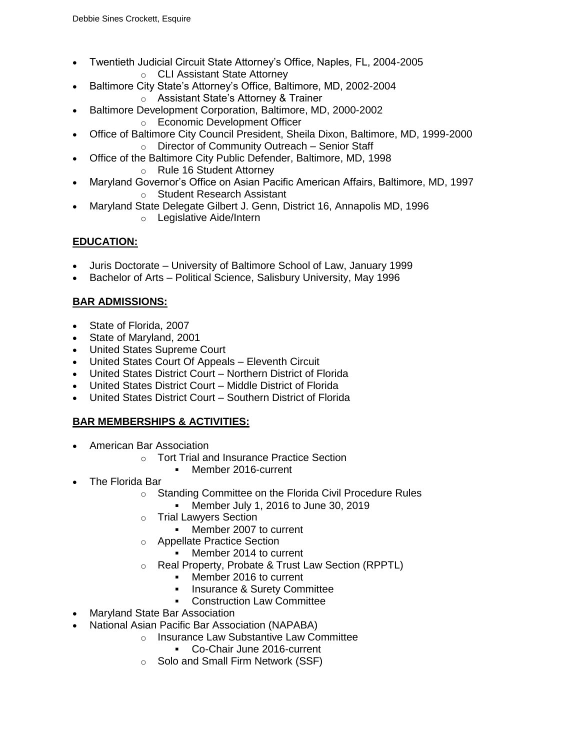- Twentieth Judicial Circuit State Attorney's Office, Naples, FL, 2004-2005
  - CLI Assistant State Attorney
- Baltimore City State's Attorney's Office, Baltimore, MD, 2002-2004
  - Assistant State's Attorney & Trainer
- Baltimore Development Corporation, Baltimore, MD, 2000-2002
  - Economic Development Officer
- Office of Baltimore City Council President, Sheila Dixon, Baltimore, MD, 1999-2000
  - Director of Community Outreach – Senior Staff
- Office of the Baltimore City Public Defender, Baltimore, MD, 1998
  - Rule 16 Student Attorney
- Maryland Governor's Office on Asian Pacific American Affairs, Baltimore, MD, 1997
  - Student Research Assistant
- Maryland State Delegate Gilbert J. Genn, District 16, Annapolis MD, 1996
  - Legislative Aide/Intern

## EDUCATION:

- Juris Doctorate – University of Baltimore School of Law, January 1999
- Bachelor of Arts – Political Science, Salisbury University, May 1996

## BAR ADMISSIONS:

- State of Florida, 2007
- State of Maryland, 2001
- United States Supreme Court
- United States Court Of Appeals – Eleventh Circuit
- United States District Court – Northern District of Florida
- United States District Court – Middle District of Florida
- United States District Court – Southern District of Florida

## BAR MEMBERSHIPS & ACTIVITIES:

- American Bar Association
  - Tort Trial and Insurance Practice Section
    - Member 2016-current
- The Florida Bar
  - Standing Committee on the Florida Civil Procedure Rules
    - Member July 1, 2016 to June 30, 2019
  - Trial Lawyers Section
    - Member 2007 to current
  - Appellate Practice Section
    - Member 2014 to current
  - Real Property, Probate & Trust Law Section (RPPTL)
    - Member 2016 to current
    - Insurance & Surety Committee
    - Construction Law Committee
- Maryland State Bar Association
- National Asian Pacific Bar Association (NAPABA)
  - Insurance Law Substantive Law Committee
    - Co-Chair June 2016-current
  - Solo and Small Firm Network (SSF)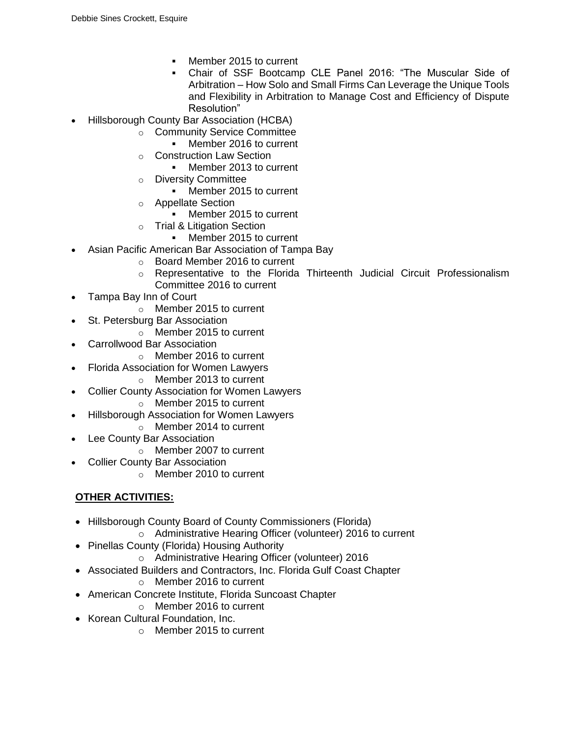- Member 2015 to current
        - Chair of SSF Bootcamp CLE Panel 2016: "The Muscular Side of Arbitration – How Solo and Small Firms Can Leverage the Unique Tools and Flexibility in Arbitration to Manage Cost and Efficiency of Dispute Resolution"

- Hillsborough County Bar Association (HCBA)
    - Community Service Committee
        - Member 2016 to current
    - Construction Law Section
        - Member 2013 to current
    - Diversity Committee
        - Member 2015 to current
    - Appellate Section
        - Member 2015 to current
    - Trial & Litigation Section
        - Member 2015 to current
- Asian Pacific American Bar Association of Tampa Bay
    - Board Member 2016 to current
    - Representative to the Florida Thirteenth Judicial Circuit Professionalism Committee 2016 to current
- Tampa Bay Inn of Court
    - Member 2015 to current
- St. Petersburg Bar Association
    - Member 2015 to current
- Carrollwood Bar Association
    - Member 2016 to current
- Florida Association for Women Lawyers
    - Member 2013 to current
- Collier County Association for Women Lawyers
    - Member 2015 to current
- Hillsborough Association for Women Lawyers
    - Member 2014 to current
- Lee County Bar Association
    - Member 2007 to current
- Collier County Bar Association
    - Member 2010 to current

**OTHER ACTIVITIES:**

- Hillsborough County Board of County Commissioners (Florida)
    - Administrative Hearing Officer (volunteer) 2016 to current
- Pinellas County (Florida) Housing Authority
    - Administrative Hearing Officer (volunteer) 2016
- Associated Builders and Contractors, Inc. Florida Gulf Coast Chapter
    - Member 2016 to current
- American Concrete Institute, Florida Suncoast Chapter
    - Member 2016 to current
- Korean Cultural Foundation, Inc.
    - Member 2015 to current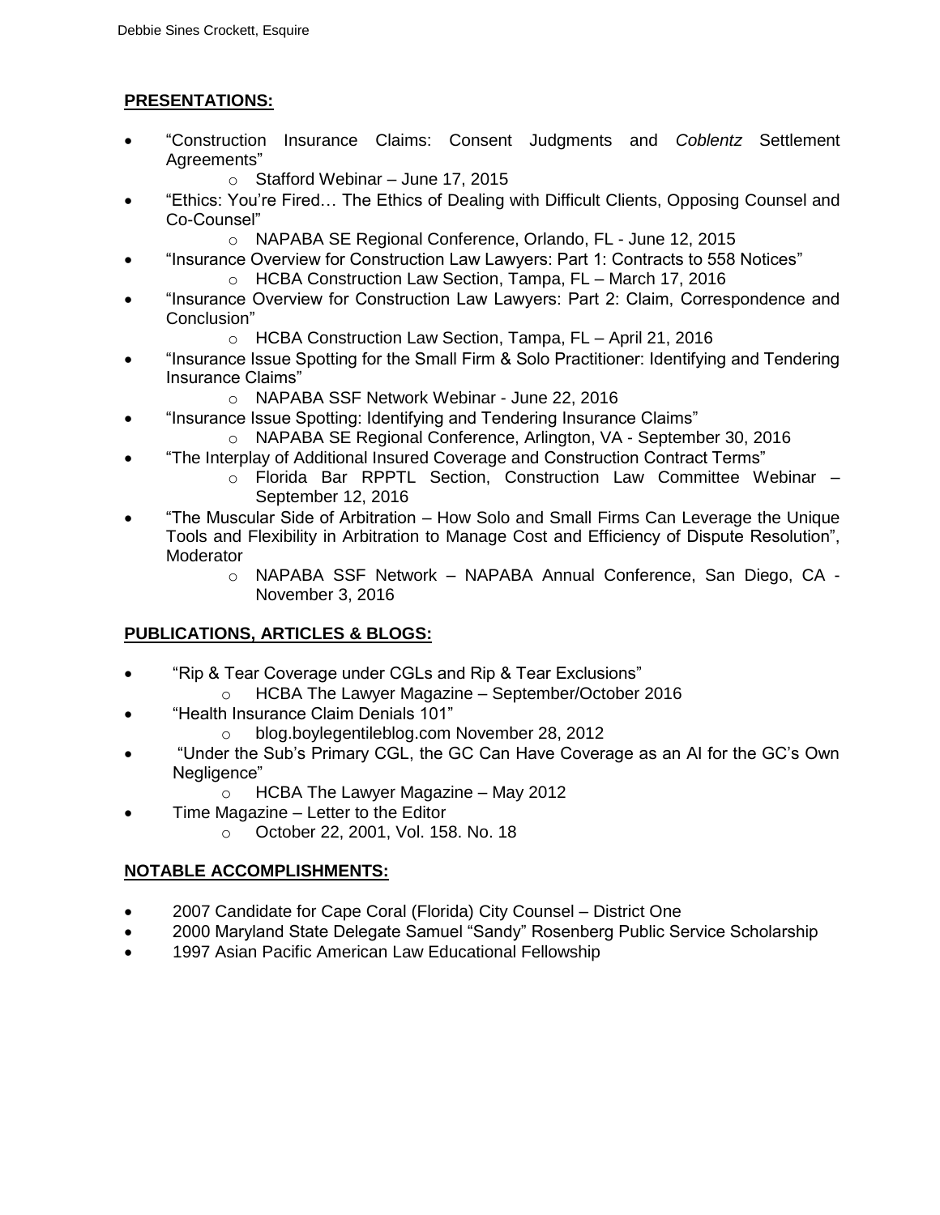## PRESENTATIONS:

- "Construction Insurance Claims: Consent Judgments and *Coblentz* Settlement Agreements"
  - Stafford Webinar – June 17, 2015
- "Ethics: You're Fired… The Ethics of Dealing with Difficult Clients, Opposing Counsel and Co-Counsel"
  - NAPABA SE Regional Conference, Orlando, FL - June 12, 2015
- "Insurance Overview for Construction Law Lawyers: Part 1: Contracts to 558 Notices"
  - HCBA Construction Law Section, Tampa, FL – March 17, 2016
- "Insurance Overview for Construction Law Lawyers: Part 2: Claim, Correspondence and Conclusion"
  - HCBA Construction Law Section, Tampa, FL – April 21, 2016
- "Insurance Issue Spotting for the Small Firm & Solo Practitioner: Identifying and Tendering Insurance Claims"
  - NAPABA SSF Network Webinar - June 22, 2016
- "Insurance Issue Spotting: Identifying and Tendering Insurance Claims"
  - NAPABA SE Regional Conference, Arlington, VA - September 30, 2016
- "The Interplay of Additional Insured Coverage and Construction Contract Terms"
  - Florida Bar RPPTL Section, Construction Law Committee Webinar – September 12, 2016
- "The Muscular Side of Arbitration – How Solo and Small Firms Can Leverage the Unique Tools and Flexibility in Arbitration to Manage Cost and Efficiency of Dispute Resolution", Moderator
  - NAPABA SSF Network – NAPABA Annual Conference, San Diego, CA - November 3, 2016

## PUBLICATIONS, ARTICLES & BLOGS:

- "Rip & Tear Coverage under CGLs and Rip & Tear Exclusions"
  - HCBA The Lawyer Magazine – September/October 2016
- "Health Insurance Claim Denials 101"
  - blog.boylegentileblog.com November 28, 2012
- "Under the Sub's Primary CGL, the GC Can Have Coverage as an AI for the GC's Own Negligence"
  - HCBA The Lawyer Magazine – May 2012
- Time Magazine – Letter to the Editor
  - October 22, 2001, Vol. 158. No. 18

## NOTABLE ACCOMPLISHMENTS:

- 2007 Candidate for Cape Coral (Florida) City Counsel – District One
- 2000 Maryland State Delegate Samuel "Sandy" Rosenberg Public Service Scholarship
- 1997 Asian Pacific American Law Educational Fellowship